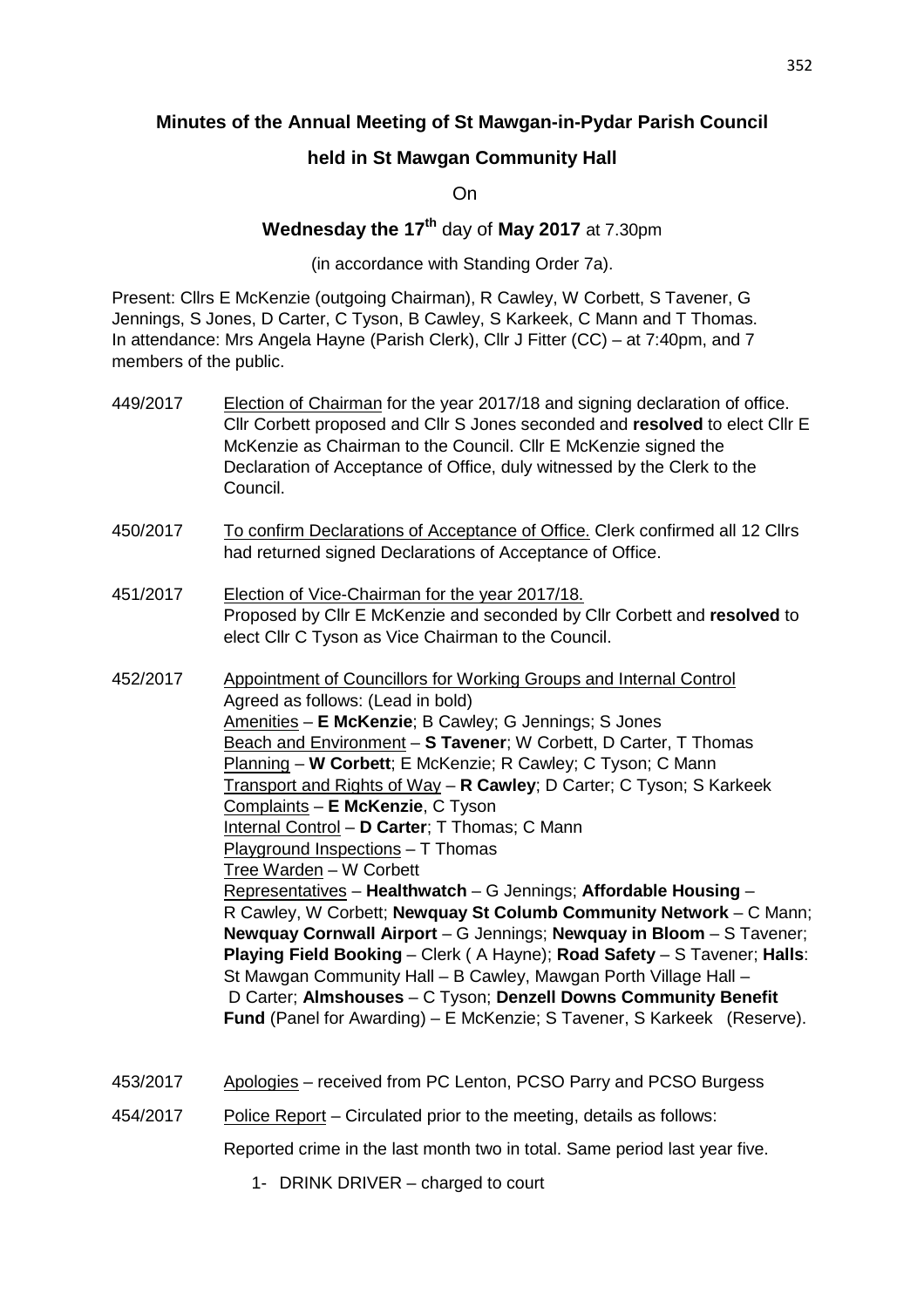**Minutes of the Annual Meeting of St Mawgan-in-Pydar Parish Council**

**held in St Mawgan Community Hall**

On

**Wednesday the 17th** day of **May 2017** at 7.30pm

(in accordance with Standing Order 7a).

Present: Cllrs E McKenzie (outgoing Chairman), R Cawley, W Corbett, S Tavener, G Jennings, S Jones, D Carter, C Tyson, B Cawley, S Karkeek, C Mann and T Thomas. In attendance: Mrs Angela Hayne (Parish Clerk), Cllr J Fitter (CC) – at 7:40pm, and 7 members of the public.

449/2017 Election of Chairman for the year 2017/18 and signing declaration of office. Cllr Corbett proposed and Cllr S Jones seconded and **resolved** to elect Cllr E McKenzie as Chairman to the Council. Cllr E McKenzie signed the Declaration of Acceptance of Office, duly witnessed by the Clerk to the Council.

450/2017 To confirm Declarations of Acceptance of Office. Clerk confirmed all 12 Cllrs had returned signed Declarations of Acceptance of Office.

451/2017 Election of Vice-Chairman for the year 2017/18.
Proposed by Cllr E McKenzie and seconded by Cllr Corbett and **resolved** to elect Cllr C Tyson as Vice Chairman to the Council.

452/2017 Appointment of Councillors for Working Groups and Internal Control
Agreed as follows: (Lead in bold)
Amenities – **E McKenzie**; B Cawley; G Jennings; S Jones
Beach and Environment – **S Tavener**; W Corbett, D Carter, T Thomas
Planning – **W Corbett**; E McKenzie; R Cawley; C Tyson; C Mann
Transport and Rights of Way – **R Cawley**; D Carter; C Tyson; S Karkeek
Complaints – **E McKenzie**, C Tyson
Internal Control – **D Carter**; T Thomas; C Mann
Playground Inspections – T Thomas
Tree Warden – W Corbett
Representatives – **Healthwatch** – G Jennings; **Affordable Housing** – R Cawley, W Corbett; **Newquay St Columb Community Network** – C Mann; **Newquay Cornwall Airport** – G Jennings; **Newquay in Bloom** – S Tavener; **Playing Field Booking** – Clerk ( A Hayne); **Road Safety** – S Tavener; **Halls**: St Mawgan Community Hall – B Cawley, Mawgan Porth Village Hall – D Carter; **Almshouses** – C Tyson; **Denzell Downs Community Benefit Fund** (Panel for Awarding) – E McKenzie; S Tavener, S Karkeek (Reserve).

453/2017 Apologies – received from PC Lenton, PCSO Parry and PCSO Burgess

454/2017 Police Report – Circulated prior to the meeting, details as follows:

Reported crime in the last month two in total. Same period last year five.

1- DRINK DRIVER – charged to court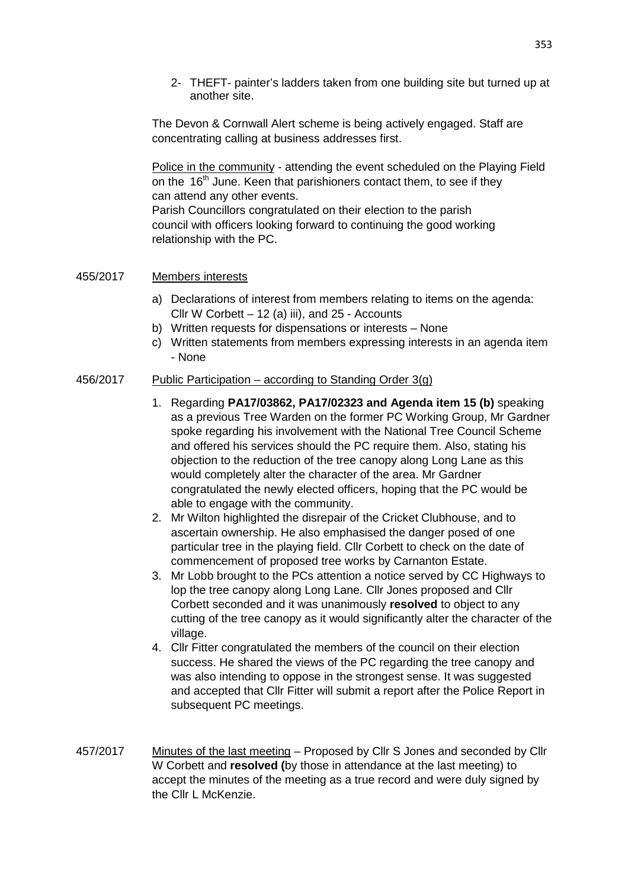2- THEFT- painter's ladders taken from one building site but turned up at another site.

The Devon & Cornwall Alert scheme is being actively engaged. Staff are concentrating calling at business addresses first.

Police in the community - attending the event scheduled on the Playing Field on the 16th June. Keen that parishioners contact them, to see if they can attend any other events.
Parish Councillors congratulated on their election to the parish council with officers looking forward to continuing the good working relationship with the PC.

455/2017 Members interests

a) Declarations of interest from members relating to items on the agenda: Cllr W Corbett – 12 (a) iii), and 25 - Accounts
b) Written requests for dispensations or interests – None
c) Written statements from members expressing interests in an agenda item - None

456/2017 Public Participation – according to Standing Order 3(g)

1. Regarding **PA17/03862, PA17/02323 and Agenda item 15 (b)** speaking as a previous Tree Warden on the former PC Working Group, Mr Gardner spoke regarding his involvement with the National Tree Council Scheme and offered his services should the PC require them. Also, stating his objection to the reduction of the tree canopy along Long Lane as this would completely alter the character of the area. Mr Gardner congratulated the newly elected officers, hoping that the PC would be able to engage with the community.
2. Mr Wilton highlighted the disrepair of the Cricket Clubhouse, and to ascertain ownership. He also emphasised the danger posed of one particular tree in the playing field. Cllr Corbett to check on the date of commencement of proposed tree works by Carnanton Estate.
3. Mr Lobb brought to the PCs attention a notice served by CC Highways to lop the tree canopy along Long Lane. Cllr Jones proposed and Cllr Corbett seconded and it was unanimously **resolved** to object to any cutting of the tree canopy as it would significantly alter the character of the village.
4. Cllr Fitter congratulated the members of the council on their election success. He shared the views of the PC regarding the tree canopy and was also intending to oppose in the strongest sense. It was suggested and accepted that Cllr Fitter will submit a report after the Police Report in subsequent PC meetings.

457/2017 Minutes of the last meeting – Proposed by Cllr S Jones and seconded by Cllr W Corbett and **resolved (**by those in attendance at the last meeting) to accept the minutes of the meeting as a true record and were duly signed by the Cllr L McKenzie.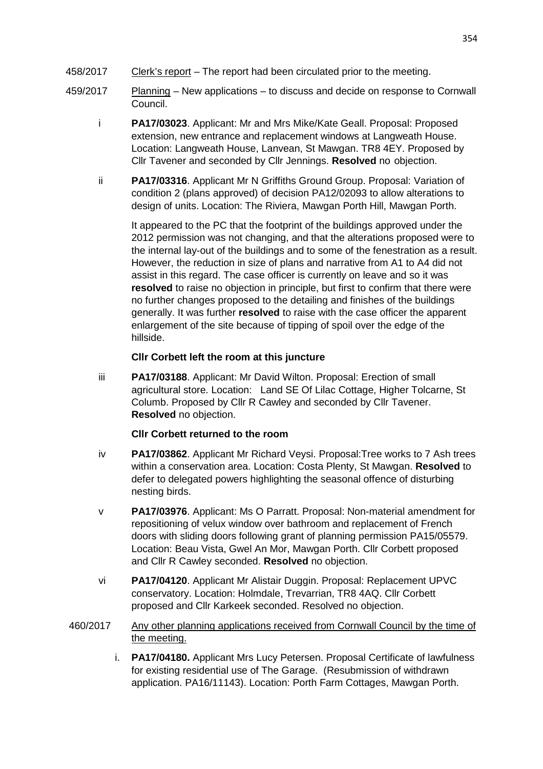458/2017 Clerk's report – The report had been circulated prior to the meeting.

459/2017 Planning – New applications – to discuss and decide on response to Cornwall Council.

i **PA17/03023**. Applicant: Mr and Mrs Mike/Kate Geall. Proposal: Proposed extension, new entrance and replacement windows at Langweath House. Location: Langweath House, Lanvean, St Mawgan. TR8 4EY. Proposed by Cllr Tavener and seconded by Cllr Jennings. **Resolved** no objection.

ii **PA17/03316**. Applicant Mr N Griffiths Ground Group. Proposal: Variation of condition 2 (plans approved) of decision PA12/02093 to allow alterations to design of units. Location: The Riviera, Mawgan Porth Hill, Mawgan Porth.

It appeared to the PC that the footprint of the buildings approved under the 2012 permission was not changing, and that the alterations proposed were to the internal lay-out of the buildings and to some of the fenestration as a result. However, the reduction in size of plans and narrative from A1 to A4 did not assist in this regard. The case officer is currently on leave and so it was **resolved** to raise no objection in principle, but first to confirm that there were no further changes proposed to the detailing and finishes of the buildings generally. It was further **resolved** to raise with the case officer the apparent enlargement of the site because of tipping of spoil over the edge of the hillside.

**Cllr Corbett left the room at this juncture**

iii **PA17/03188**. Applicant: Mr David Wilton. Proposal: Erection of small agricultural store. Location: Land SE Of Lilac Cottage, Higher Tolcarne, St Columb. Proposed by Cllr R Cawley and seconded by Cllr Tavener. **Resolved** no objection.

**Cllr Corbett returned to the room**

iv **PA17/03862**. Applicant Mr Richard Veysi. Proposal:Tree works to 7 Ash trees within a conservation area. Location: Costa Plenty, St Mawgan. **Resolved** to defer to delegated powers highlighting the seasonal offence of disturbing nesting birds.

v **PA17/03976**. Applicant: Ms O Parratt. Proposal: Non-material amendment for repositioning of velux window over bathroom and replacement of French doors with sliding doors following grant of planning permission PA15/05579. Location: Beau Vista, Gwel An Mor, Mawgan Porth. Cllr Corbett proposed and Cllr R Cawley seconded. **Resolved** no objection.

vi **PA17/04120**. Applicant Mr Alistair Duggin. Proposal: Replacement UPVC conservatory. Location: Holmdale, Trevarrian, TR8 4AQ. Cllr Corbett proposed and Cllr Karkeek seconded. Resolved no objection.

460/2017 Any other planning applications received from Cornwall Council by the time of the meeting.

i. **PA17/04180.** Applicant Mrs Lucy Petersen. Proposal Certificate of lawfulness for existing residential use of The Garage. (Resubmission of withdrawn application. PA16/11143). Location: Porth Farm Cottages, Mawgan Porth.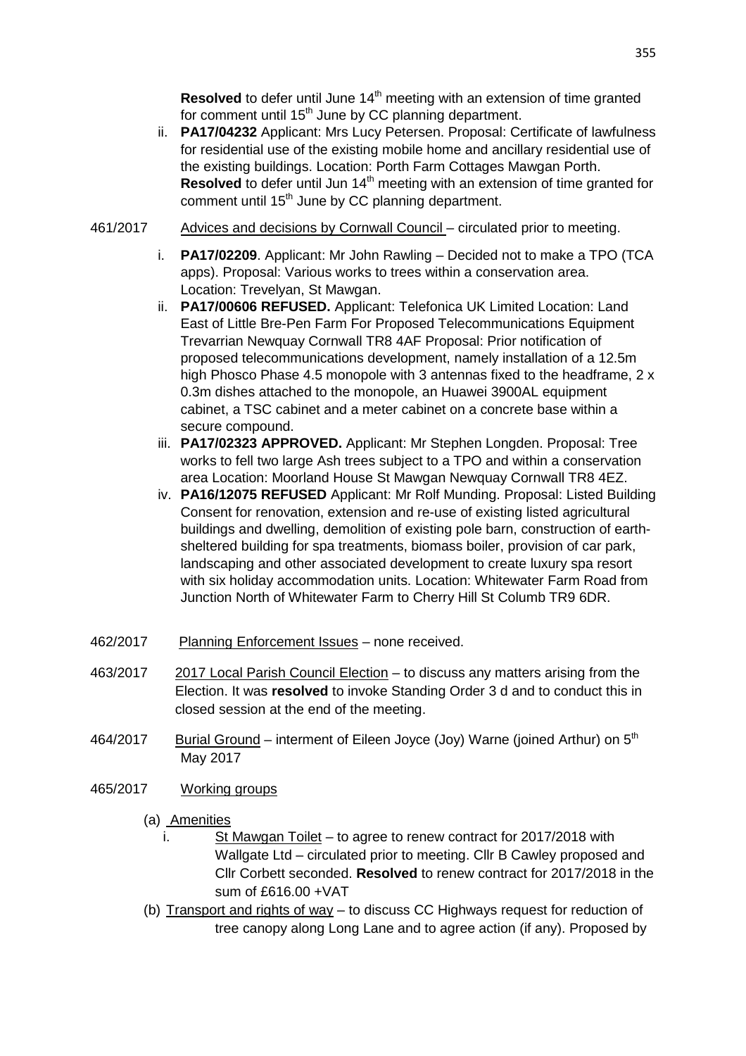**Resolved** to defer until June 14th meeting with an extension of time granted for comment until 15th June by CC planning department.

ii. **PA17/04232** Applicant: Mrs Lucy Petersen. Proposal: Certificate of lawfulness for residential use of the existing mobile home and ancillary residential use of the existing buildings. Location: Porth Farm Cottages Mawgan Porth. **Resolved** to defer until Jun 14th meeting with an extension of time granted for comment until 15th June by CC planning department.

461/2017 Advices and decisions by Cornwall Council – circulated prior to meeting.

i. **PA17/02209**. Applicant: Mr John Rawling – Decided not to make a TPO (TCA apps). Proposal: Various works to trees within a conservation area. Location: Trevelyan, St Mawgan.
ii. **PA17/00606 REFUSED.** Applicant: Telefonica UK Limited Location: Land East of Little Bre-Pen Farm For Proposed Telecommunications Equipment Trevarrian Newquay Cornwall TR8 4AF Proposal: Prior notification of proposed telecommunications development, namely installation of a 12.5m high Phosco Phase 4.5 monopole with 3 antennas fixed to the headframe, 2 x 0.3m dishes attached to the monopole, an Huawei 3900AL equipment cabinet, a TSC cabinet and a meter cabinet on a concrete base within a secure compound.
iii. **PA17/02323 APPROVED.** Applicant: Mr Stephen Longden. Proposal: Tree works to fell two large Ash trees subject to a TPO and within a conservation area Location: Moorland House St Mawgan Newquay Cornwall TR8 4EZ.
iv. **PA16/12075 REFUSED** Applicant: Mr Rolf Munding. Proposal: Listed Building Consent for renovation, extension and re-use of existing listed agricultural buildings and dwelling, demolition of existing pole barn, construction of earth-sheltered building for spa treatments, biomass boiler, provision of car park, landscaping and other associated development to create luxury spa resort with six holiday accommodation units. Location: Whitewater Farm Road from Junction North of Whitewater Farm to Cherry Hill St Columb TR9 6DR.

462/2017 Planning Enforcement Issues – none received.

463/2017 2017 Local Parish Council Election – to discuss any matters arising from the Election. It was **resolved** to invoke Standing Order 3 d and to conduct this in closed session at the end of the meeting.

464/2017 Burial Ground – interment of Eileen Joyce (Joy) Warne (joined Arthur) on 5th May 2017

465/2017 Working groups

(a) Amenities
   i. St Mawgan Toilet – to agree to renew contract for 2017/2018 with Wallgate Ltd – circulated prior to meeting. Cllr B Cawley proposed and Cllr Corbett seconded. **Resolved** to renew contract for 2017/2018 in the sum of £616.00 +VAT

(b) Transport and rights of way – to discuss CC Highways request for reduction of tree canopy along Long Lane and to agree action (if any). Proposed by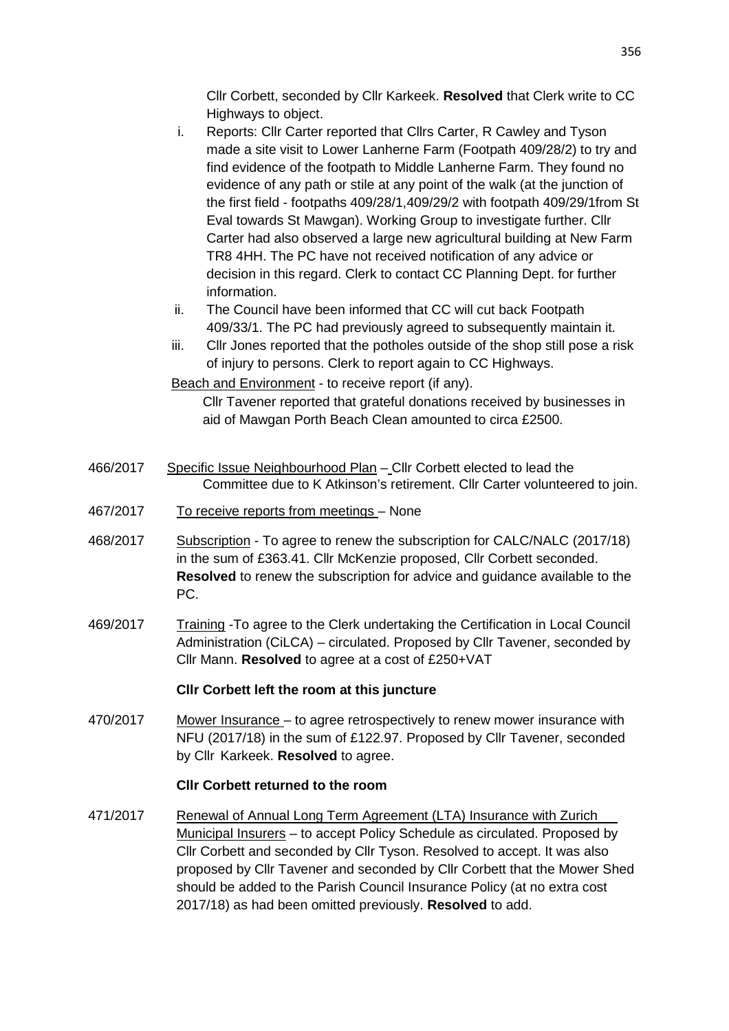Cllr Corbett, seconded by Cllr Karkeek. **Resolved** that Clerk write to CC Highways to object.

i. Reports: Cllr Carter reported that Cllrs Carter, R Cawley and Tyson made a site visit to Lower Lanherne Farm (Footpath 409/28/2) to try and find evidence of the footpath to Middle Lanherne Farm. They found no evidence of any path or stile at any point of the walk (at the junction of the first field - footpaths 409/28/1,409/29/2 with footpath 409/29/1from St Eval towards St Mawgan). Working Group to investigate further. Cllr Carter had also observed a large new agricultural building at New Farm TR8 4HH. The PC have not received notification of any advice or decision in this regard. Clerk to contact CC Planning Dept. for further information.

ii. The Council have been informed that CC will cut back Footpath 409/33/1. The PC had previously agreed to subsequently maintain it.

iii. Cllr Jones reported that the potholes outside of the shop still pose a risk of injury to persons. Clerk to report again to CC Highways.

Beach and Environment - to receive report (if any).

Cllr Tavener reported that grateful donations received by businesses in aid of Mawgan Porth Beach Clean amounted to circa £2500.

466/2017 Specific Issue Neighbourhood Plan – Cllr Corbett elected to lead the Committee due to K Atkinson's retirement. Cllr Carter volunteered to join.

467/2017 To receive reports from meetings – None

468/2017 Subscription - To agree to renew the subscription for CALC/NALC (2017/18) in the sum of £363.41. Cllr McKenzie proposed, Cllr Corbett seconded. **Resolved** to renew the subscription for advice and guidance available to the PC.

469/2017 Training -To agree to the Clerk undertaking the Certification in Local Council Administration (CiLCA) – circulated. Proposed by Cllr Tavener, seconded by Cllr Mann. **Resolved** to agree at a cost of £250+VAT

**Cllr Corbett left the room at this juncture**

470/2017 Mower Insurance – to agree retrospectively to renew mower insurance with NFU (2017/18) in the sum of £122.97. Proposed by Cllr Tavener, seconded by Cllr Karkeek. **Resolved** to agree.

**Cllr Corbett returned to the room**

471/2017 Renewal of Annual Long Term Agreement (LTA) Insurance with Zurich Municipal Insurers – to accept Policy Schedule as circulated. Proposed by Cllr Corbett and seconded by Cllr Tyson. Resolved to accept. It was also proposed by Cllr Tavener and seconded by Cllr Corbett that the Mower Shed should be added to the Parish Council Insurance Policy (at no extra cost 2017/18) as had been omitted previously. **Resolved** to add.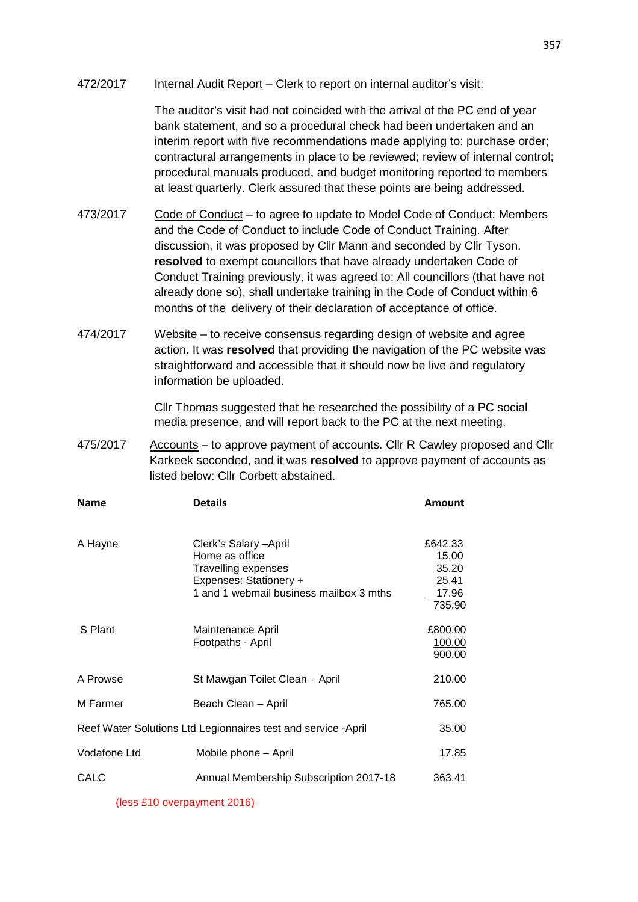472/2017 Internal Audit Report – Clerk to report on internal auditor's visit:

The auditor's visit had not coincided with the arrival of the PC end of year bank statement, and so a procedural check had been undertaken and an interim report with five recommendations made applying to: purchase order; contractural arrangements in place to be reviewed; review of internal control; procedural manuals produced, and budget monitoring reported to members at least quarterly. Clerk assured that these points are being addressed.

473/2017 Code of Conduct – to agree to update to Model Code of Conduct: Members and the Code of Conduct to include Code of Conduct Training. After discussion, it was proposed by Cllr Mann and seconded by Cllr Tyson. **resolved** to exempt councillors that have already undertaken Code of Conduct Training previously, it was agreed to: All councillors (that have not already done so), shall undertake training in the Code of Conduct within 6 months of the delivery of their declaration of acceptance of office.

474/2017 Website – to receive consensus regarding design of website and agree action. It was **resolved** that providing the navigation of the PC website was straightforward and accessible that it should now be live and regulatory information be uploaded.

Cllr Thomas suggested that he researched the possibility of a PC social media presence, and will report back to the PC at the next meeting.

475/2017 Accounts – to approve payment of accounts. Cllr R Cawley proposed and Cllr Karkeek seconded, and it was **resolved** to approve payment of accounts as listed below: Cllr Corbett abstained.

| Name | Details | Amount |
|---|---|---|
| A Hayne | Clerk's Salary –April | £642.33 |
| | Home as office | 15.00 |
| | Travelling expenses | 35.20 |
| | Expenses: Stationery + | 25.41 |
| | 1 and 1 webmail business mailbox 3 mths | 17.96 |
| | | 735.90 |
| S Plant | Maintenance April | £800.00 |
| | Footpaths - April | 100.00 |
| | | 900.00 |
| A Prowse | St Mawgan Toilet Clean – April | 210.00 |
| M Farmer | Beach Clean – April | 765.00 |
| Reef Water Solutions Ltd | Legionnaires test and service -April | 35.00 |
| Vodafone Ltd | Mobile phone – April | 17.85 |
| CALC | Annual Membership Subscription 2017-18 | 363.41 |

(less £10 overpayment 2016)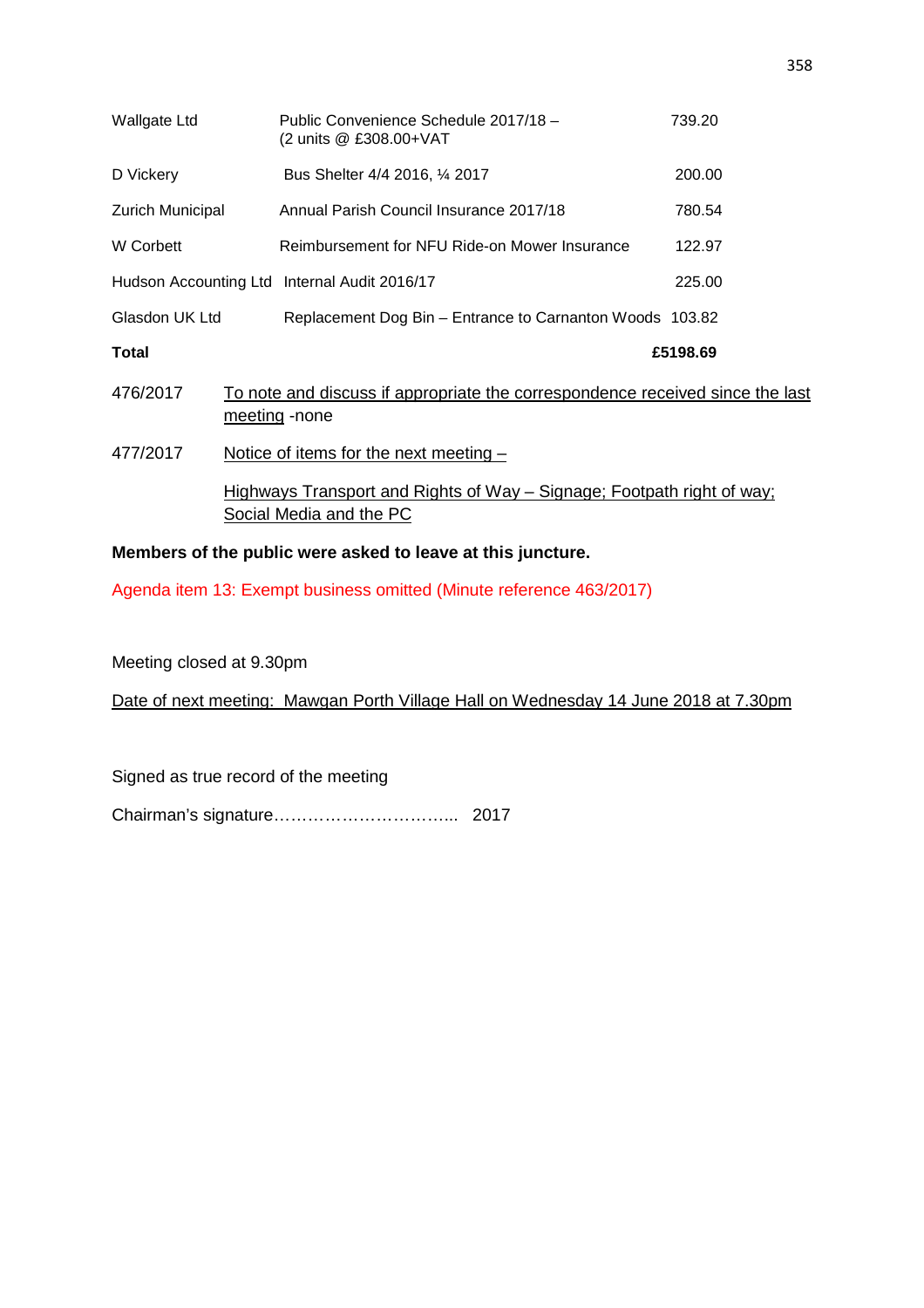| | | |
|---|---|---|
| Wallgate Ltd | Public Convenience Schedule 2017/18 – (2 units @ £308.00+VAT | 739.20 |
| D Vickery | Bus Shelter 4/4 2016, ¼ 2017 | 200.00 |
| Zurich Municipal | Annual Parish Council Insurance 2017/18 | 780.54 |
| W Corbett | Reimbursement for NFU Ride-on Mower Insurance | 122.97 |
| Hudson Accounting Ltd | Internal Audit 2016/17 | 225.00 |
| Glasdon UK Ltd | Replacement Dog Bin – Entrance to Carnanton Woods | 103.82 |
| **Total** | | **£5198.69** |

476/2017 To note and discuss if appropriate the correspondence received since the last meeting -none

477/2017 Notice of items for the next meeting –

Highways Transport and Rights of Way – Signage; Footpath right of way; Social Media and the PC

**Members of the public were asked to leave at this juncture.**

Agenda item 13: Exempt business omitted (Minute reference 463/2017)

Meeting closed at 9.30pm

Date of next meeting: Mawgan Porth Village Hall on Wednesday 14 June 2018 at 7.30pm

Signed as true record of the meeting

Chairman's signature………………………….. 2017